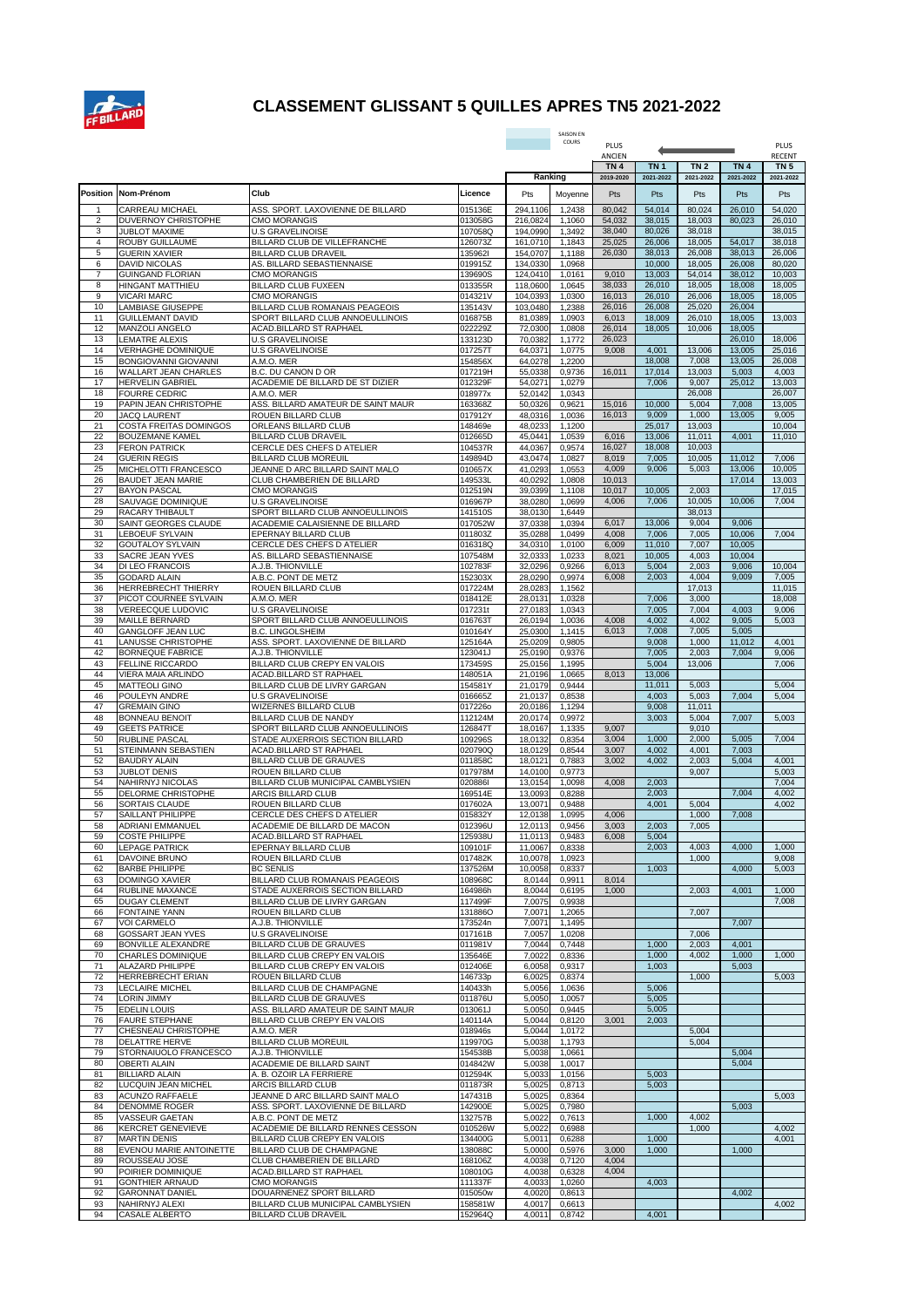# CLASSEMENT GLISSANT 5 QUILLES APRES TN5 2021-2022

| | | | | SAISON EN COURS | | PLUS ANCIEN | | | | PLUS RECENT |
|---|---|---|---|---|---|---|---|---|---|---|
| | | | | Ranking | | TN 4 | TN 1 | TN 2 | TN 4 | TN 5 |
| | | | | | | 2019-2020 | 2021-2022 | 2021-2022 | 2021-2022 | 2021-2022 |
| **Position** | **Nom-Prénom** | **Club** | **Licence** | Pts | Moyenne | Pts | Pts | Pts | Pts | Pts |
| 1 | CARREAU MICHAEL | ASS. SPORT. LAXOVIENNE DE BILLARD | 015136E | 294,1106 | 1,2438 | 80,042 | 54,014 | 80,024 | 26,010 | 54,020 |
| 2 | DUVERNOY CHRISTOPHE | CMO MORANGIS | 013058G | 216,0824 | 1,1060 | 54,032 | 38,015 | 18,003 | 80,023 | 26,010 |
| 3 | JUBLOT MAXIME | U.S GRAVELINOISE | 107058Q | 194,0990 | 1,3492 | 38,040 | 80,026 | 38,018 | | 38,015 |
| 4 | ROUBY GUILLAUME | BILLARD CLUB DE VILLEFRANCHE | 126073Z | 161,0710 | 1,1843 | 25,025 | 26,006 | 18,005 | 54,017 | 38,018 |
| 5 | GUERIN XAVIER | BILLARD CLUB DRAVEIL | 135962I | 154,0707 | 1,1188 | 26,030 | 38,013 | 26,008 | 38,013 | 26,006 |
| 6 | DAVID NICOLAS | AS. BILLARD SEBASTIENNAISE | 019915Z | 134,0330 | 1,0968 | | 10,000 | 18,005 | 26,008 | 80,020 |
| 7 | GUINGAND FLORIAN | CMO MORANGIS | 139690S | 124,0410 | 1,0161 | 9,010 | 13,003 | 54,014 | 38,012 | 10,003 |
| 8 | HINGANT MATTHIEU | BILLARD CLUB FUXEEN | 013355R | 118,0600 | 1,0645 | 38,033 | 26,010 | 18,005 | 18,008 | 18,005 |
| 9 | VICARI MARC | CMO MORANGIS | 014321V | 104,0393 | 1,0300 | 16,013 | 26,010 | 26,006 | 18,005 | 18,005 |
| 10 | LAMBIASE GIUSEPPE | BILLARD CLUB ROMANAIS PEAGEOIS | 135143V | 103,0480 | 1,2388 | 26,016 | 26,008 | 25,020 | 26,004 | |
| 11 | GUILLEMANT DAVID | SPORT BILLARD CLUB ANNOEULLINOIS | 016875B | 81,0389 | 1,0903 | 6,013 | 18,009 | 26,010 | 18,005 | 13,003 |
| 12 | MANZOLI ANGELO | ACAD.BILLARD ST RAPHAEL | 022229Z | 72,0300 | 1,0808 | 26,014 | 18,005 | 10,006 | 18,005 | |
| 13 | LEMATRE ALEXIS | U.S GRAVELINOISE | 133123D | 70,0382 | 1,1772 | 26,023 | | | 26,010 | 18,006 |
| 14 | VERHAGHE DOMINIQUE | U.S GRAVELINOISE | 017257T | 64,0371 | 1,0775 | 9,008 | 4,001 | 13,006 | 13,005 | 25,016 |
| 15 | BONGIOVANNI GIOVANNI | A.M.O. MER | 154856X | 64,0278 | 1,2200 | | 18,008 | 7,008 | 13,005 | 26,008 |
| 16 | WALLART JEAN CHARLES | B.C. DU CANON D OR | 017219H | 55,0338 | 0,9736 | 16,011 | 17,014 | 13,003 | 5,003 | 4,003 |
| 17 | HERVELIN GABRIEL | ACADEMIE DE BILLARD DE ST DIZIER | 012329F | 54,0271 | 1,0279 | | 7,006 | 9,007 | 25,012 | 13,003 |
| 18 | FOURRE CEDRIC | A.M.O. MER | 018977x | 52,0142 | 1,0343 | | | 26,008 | | 26,007 |
| 19 | PAPIN JEAN CHRISTOPHE | ASS. BILLARD AMATEUR DE SAINT MAUR | 163368Z | 50,0326 | 0,9621 | 15,016 | 10,000 | 5,004 | 7,008 | 13,005 |
| 20 | JACQ LAURENT | ROUEN BILLARD CLUB | 017912Y | 48,0316 | 1,0036 | 16,013 | 9,009 | 1,000 | 13,005 | 9,005 |
| 21 | COSTA FREITAS DOMINGOS | ORLEANS BILLARD CLUB | 148469e | 48,0233 | 1,1200 | | 25,017 | 13,003 | | 10,004 |
| 22 | BOUZEMANE KAMEL | BILLARD CLUB DRAVEIL | 012665D | 45,0441 | 1,0539 | 6,016 | 13,006 | 11,011 | 4,001 | 11,010 |
| 23 | FERON PATRICK | CERCLE DES CHEFS D ATELIER | 104537R | 44,0367 | 0,9574 | 16,027 | 18,008 | 10,003 | | |
| 24 | GUERIN REGIS | BILLARD CLUB MOREUIL | 149894D | 43,0474 | 1,0827 | 8,019 | 7,005 | 10,005 | 11,012 | 7,006 |
| 25 | MICHELOTTI FRANCESCO | JEANNE D ARC BILLARD SAINT MALO | 010657X | 41,0293 | 1,0553 | 4,009 | 9,006 | 5,003 | 13,006 | 10,005 |
| 26 | BAUDET JEAN MARIE | CLUB CHAMBERIEN DE BILLARD | 149533L | 40,0292 | 1,0808 | 10,013 | | | 17,014 | 13,003 |
| 27 | BAYON PASCAL | CMO MORANGIS | 012519N | 39,0399 | 1,1108 | 10,017 | 10,005 | 2,003 | | 17,015 |
| 28 | SAUVAGE DOMINIQUE | U.S GRAVELINOISE | 016967P | 38,0280 | 1,0699 | 4,006 | 7,006 | 10,005 | 10,006 | 7,004 |
| 29 | RACARY THIBAULT | SPORT BILLARD CLUB ANNOEULLINOIS | 141510S | 38,0130 | 1,6449 | | | 38,013 | | |
| 30 | SAINT GEORGES CLAUDE | ACADEMIE CALAISIENNE DE BILLARD | 017052W | 37,0338 | 1,0394 | 6,017 | 13,006 | 9,004 | 9,006 | |
| 31 | LEBOEUF SYLVAIN | EPERNAY BILLARD CLUB | 011803Z | 35,0288 | 1,0499 | 4,008 | 7,006 | 7,005 | 10,006 | 7,004 |
| 32 | GOUTALOY SYLVAIN | CERCLE DES CHEFS D ATELIER | 016318Q | 34,0310 | 1,0100 | 6,009 | 11,010 | 7,007 | 10,005 | |
| 33 | SACRE JEAN YVES | AS. BILLARD SEBASTIENNAISE | 107548M | 32,0333 | 1,0233 | 8,021 | 10,005 | 4,003 | 10,004 | |
| 34 | DI LEO FRANCOIS | A.J.B. THIONVILLE | 102783F | 32,0296 | 0,9266 | 6,013 | 5,004 | 2,003 | 9,006 | 10,004 |
| 35 | GODARD ALAIN | A.B.C. PONT DE METZ | 152303X | 28,0290 | 0,9974 | 6,008 | 2,003 | 4,004 | 9,009 | 7,005 |
| 36 | HERREBRECHT THIERRY | ROUEN BILLARD CLUB | 017224M | 28,0283 | 1,1562 | | | 17,013 | | 11,015 |
| 37 | PICOT COURNEE SYLVAIN | A.M.O. MER | 018412E | 28,0131 | 1,0328 | | 7,006 | 3,000 | | 18,008 |
| 38 | VEREECQUE LUDOVIC | U.S GRAVELINOISE | 017231t | 27,0183 | 1,0343 | | 7,005 | 7,004 | 4,003 | 9,006 |
| 39 | MAILLE BERNARD | SPORT BILLARD CLUB ANNOEULLINOIS | 016763T | 26,0194 | 1,0036 | 4,008 | 4,002 | 4,002 | 9,005 | 5,003 |
| 40 | GANGLOFF JEAN LUC | B.C. LINGOLSHEIM | 010164Y | 25,0300 | 1,1415 | 6,013 | 7,008 | 7,005 | 5,005 | |
| 41 | LANUSSE CHRISTOPHE | ASS. SPORT. LAXOVIENNE DE BILLARD | 125164A | 25,0209 | 0,9805 | | 9,008 | 1,000 | 11,012 | 4,001 |
| 42 | BORNEQUE FABRICE | A.J.B. THIONVILLE | 123041J | 25,0190 | 0,9376 | | 7,005 | 2,003 | 7,004 | 9,006 |
| 43 | FELLINE RICCARDO | BILLARD CLUB CREPY EN VALOIS | 173459S | 25,0156 | 1,1995 | | 5,004 | 13,006 | | 7,006 |
| 44 | VIERA MAIA ARLINDO | ACAD.BILLARD ST RAPHAEL | 148051A | 21,0196 | 1,0665 | 8,013 | 13,006 | | | |
| 45 | MATTEOLI GINO | BILLARD CLUB DE LIVRY GARGAN | 154581Y | 21,0179 | 0,9444 | | 11,011 | 5,003 | | 5,004 |
| 46 | POULEYN ANDRE | U.S GRAVELINOISE | 016665Z | 21,0137 | 0,8538 | | 4,003 | 5,003 | 7,004 | 5,004 |
| 47 | GREMAIN GINO | WIZERNES BILLARD CLUB | 017226o | 20,0186 | 1,1294 | | 9,008 | 11,011 | | |
| 48 | BONNEAU BENOIT | BILLARD CLUB DE NANDY | 112124M | 20,0174 | 0,9972 | | 3,003 | 5,004 | 7,007 | 5,003 |
| 49 | GEETS PATRICE | SPORT BILLARD CLUB ANNOEULLINOIS | 126847T | 18,0167 | 1,1335 | 9,007 | | 9,010 | | |
| 50 | RUBLINE PASCAL | STADE AUXERROIS SECTION BILLARD | 109296S | 18,0132 | 0,8354 | 3,004 | 1,000 | 2,000 | 5,005 | 7,004 |
| 51 | STEINMANN SEBASTIEN | ACAD.BILLARD ST RAPHAEL | 020790Q | 18,0129 | 0,8544 | 3,007 | 4,002 | 4,001 | 7,003 | |
| 52 | BAUDRY ALAIN | BILLARD CLUB DE GRAVES | 011858C | 18,0121 | 0,7883 | 3,002 | 4,002 | 2,003 | 5,004 | 4,001 |
| 53 | JUBLOT DENIS | ROUEN BILLARD CLUB | 017978M | 14,0100 | 0,9773 | | | 9,007 | | 5,003 |
| 54 | NAHIRNYJ NICOLAS | BILLARD CLUB MUNICIPAL CAMBLYSIEN | 020886I | 13,0154 | 1,0098 | 4,008 | 2,003 | | | 7,004 |
| 55 | DELORME CHRISTOPHE | ARCIS BILLARD CLUB | 169514E | 13,0093 | 0,8288 | | 2,003 | | 7,004 | 4,002 |
| 56 | SORTAIS CLAUDE | ROUEN BILLARD CLUB | 017602A | 13,0071 | 0,9488 | | 4,001 | 5,004 | | 4,002 |
| 57 | SAILLANT PHILIPPE | CERCLE DES CHEFS D ATELIER | 015832Y | 12,0138 | 1,0995 | 4,006 | | 1,000 | 7,008 | |
| 58 | ADRIANI EMMANUEL | ACADEMIE DE BILLARD DE MACON | 012396U | 12,0113 | 0,9456 | 3,003 | 2,003 | 7,005 | | |
| 59 | COSTE PHILIPPE | ACAD.BILLARD ST RAPHAEL | 125938U | 11,0113 | 0,9483 | 6,008 | 5,004 | | | |
| 60 | LEPAGE PATRICK | EPERNAY BILLARD CLUB | 109101F | 11,0067 | 0,8338 | | 2,003 | 4,003 | 4,000 | 1,000 |
| 61 | DAVOINE BRUNO | ROUEN BILLARD CLUB | 017482K | 10,0078 | 1,0923 | | | 1,000 | | 9,008 |
| 62 | BARBE PHILIPPE | BC SENLIS | 137526M | 10,0058 | 0,8337 | | 1,003 | | 4,000 | 5,003 |
| 63 | DOMINGO XAVIER | BILLARD CLUB ROMANAIS PEAGEOIS | 108968C | 8,0144 | 0,9911 | 8,014 | | | | |
| 64 | RUBLINE MAXANCE | STADE AUXERROIS SECTION BILLARD | 164986h | 8,0044 | 0,6195 | 1,000 | | 2,003 | 4,001 | 1,000 |
| 65 | DUGAY CLEMENT | BILLARD CLUB DE LIVRY GARGAN | 117499F | 7,0075 | 0,9938 | | | | | 7,008 |
| 66 | FONTAINE YANN | ROUEN BILLARD CLUB | 131886O | 7,0071 | 1,2065 | | | 7,007 | | |
| 67 | VOI CARMELO | A.J.B. THIONVILLE | 173524n | 7,0071 | 1,1495 | | | | 7,007 | |
| 68 | GOSSART JEAN YVES | U.S GRAVELINOISE | 017161B | 7,0057 | 1,0208 | | | 7,006 | | |
| 69 | BONVILLE ALEXANDRE | BILLARD CLUB DE GRAVES | 011981V | 7,0044 | 0,7448 | | 1,000 | 2,003 | 4,001 | |
| 70 | CHARLES DOMINIQUE | BILLARD CLUB CREPY EN VALOIS | 135646E | 7,0022 | 0,8336 | | 1,000 | 4,002 | 1,000 | 1,000 |
| 71 | ALAZARD PHILIPPE | BILLARD CLUB CREPY EN VALOIS | 012406E | 6,0058 | 0,9317 | | 1,003 | | 5,003 | |
| 72 | HERREBRECHT ERIAN | ROUEN BILLARD CLUB | 146733p | 6,0025 | 0,8374 | | | 1,000 | | 5,003 |
| 73 | LECLAIRE MICHEL | BILLARD CLUB DE CHAMPAGNE | 140433h | 5,0056 | 1,0636 | | 5,006 | | | |
| 74 | LORIN JIMMY | BILLARD CLUB DE GRAVES | 011876U | 5,0050 | 1,0057 | | 5,005 | | | |
| 75 | EDELIN LOUIS | ASS. BILLARD AMATEUR DE SAINT MAUR | 013061J | 5,0050 | 0,9445 | | 5,005 | | | |
| 76 | FAURE STEPHANE | BILLARD CLUB CREPY EN VALOIS | 140114A | 5,0044 | 0,8120 | 3,001 | 2,003 | | | |
| 77 | CHESNEAU CHRISTOPHE | A.M.O. MER | 018946s | 5,0044 | 1,0172 | | | 5,004 | | |
| 78 | DELATTRE HERVE | BILLARD CLUB MOREUIL | 119970G | 5,0038 | 1,1793 | | | 5,004 | | |
| 79 | STORNAIUOLO FRANCESCO | A.J.B. THIONVILLE | 154538B | 5,0038 | 1,0661 | | | | 5,004 | |
| 80 | OBERTI ALAIN | ACADEMIE DE BILLARD SAINT | 014842W | 5,0038 | 1,0017 | | | | 5,004 | |
| 81 | BILLIARD ALAIN | A. B. OZOIR LA FERRIERE | 012594K | 5,0033 | 1,0156 | | 5,003 | | | |
| 82 | LUCQUIN JEAN MICHEL | ARCIS BILLARD CLUB | 011873R | 5,0025 | 0,8713 | | 5,003 | | | |
| 83 | ACUNZO RAFFAELE | JEANNE D ARC BILLARD SAINT MALO | 147431B | 5,0025 | 0,8364 | | | | | 5,003 |
| 84 | DENOMME ROGER | ASS. SPORT. LAXOVIENNE DE BILLARD | 142900E | 5,0025 | 0,7980 | | | | 5,003 | |
| 85 | VASSEUR GAETAN | A.B.C. PONT DE METZ | 132757B | 5,0022 | 0,7613 | | 1,000 | 4,002 | | |
| 86 | KERCRET GENEVIEVE | ACADEMIE DE BILLARD RENNES CESSON | 010526W | 5,0022 | 0,6988 | | | 1,000 | | 4,002 |
| 87 | MARTIN DENIS | BILLARD CLUB CREPY EN VALOIS | 134400G | 5,0011 | 0,6288 | | 1,000 | | | 4,001 |
| 88 | EVENOU MARIE ANTOINETTE | BILLARD CLUB DE CHAMPAGNE | 138088C | 5,0000 | 0,5976 | 3,000 | 1,000 | | 1,000 | |
| 89 | ROUSSEAU JOSE | CLUB CHAMBERIEN DE BILLARD | 168106Z | 4,0038 | 0,7120 | 4,004 | | | | |
| 90 | POIRIER DOMINIQUE | ACAD.BILLARD ST RAPHAEL | 108010G | 4,0038 | 0,6328 | 4,004 | | | | |
| 91 | GONTHIER ARNAUD | CMO MORANGIS | 111337F | 4,0033 | 1,0260 | | 4,003 | | | |
| 92 | GARONNAT DANIEL | DOUARNENEZ SPORT BILLARD | 015050w | 4,0020 | 0,8613 | | | | 4,002 | |
| 93 | NAHIRNYJ ALEXI | BILLARD CLUB MUNICIPAL CAMBLYSIEN | 158581W | 4,0017 | 0,6613 | | | | | 4,002 |
| 94 | CASALE ALBERTO | BILLARD CLUB DRAVEIL | 152964Q | 4,0011 | 0,8742 | | 4,001 | | | |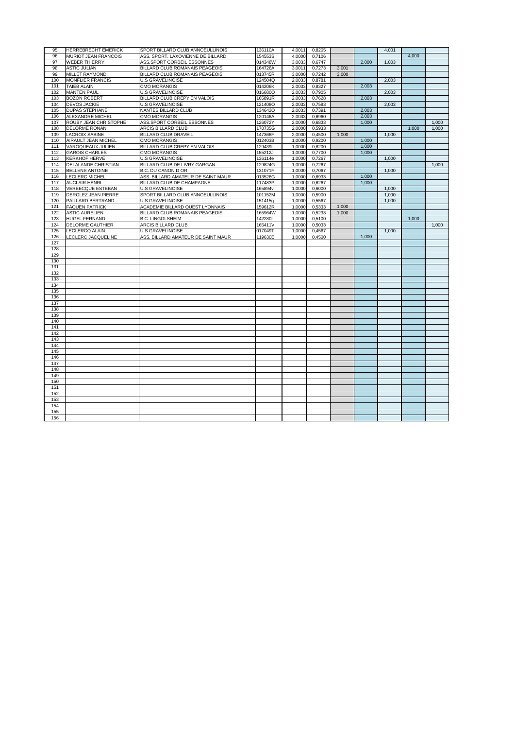| | | | | | | | | | | |
|---|---|---|---|---|---|---|---|---|---|---|
| 95 | HERREBRECHT EMERICK | SPORT BILLARD CLUB ANNOEULLINOIS | 136110A | 4,0011 | 0,8205 | | | 4,001 | | |
| 96 | MURIOT JEAN FRANCOIS | ASS. SPORT. LAXOVIENNE DE BILLARD | 154553S | 4,0000 | 0,7106 | | | | 4,000 | |
| 97 | WEBER THIERRY | ASS.SPORT CORBEIL ESSONNES | 014348W | 3,0033 | 0,6747 | | 2,000 | 1,003 | | |
| 98 | ASTIC JULIAN | BILLARD CLUB ROMANAIS PEAGEOIS | 164726A | 3,0011 | 0,7273 | 3,001 | | | | |
| 99 | MILLET RAYMOND | BILLARD CLUB ROMANAIS PEAGEOIS | 013745R | 3,0000 | 0,7242 | 3,000 | | | | |
| 100 | MONFLIER FRANCIS | U.S GRAVELINOISE | 124504Q | 2,0033 | 0,8781 | | | 2,003 | | |
| 101 | TAIEB ALAIN | CMO MORANGIS | 014206K | 2,0033 | 0,8327 | | 2,003 | | | |
| 102 | MANTEN PAUL | U.S GRAVELINOISE | 016680O | 2,0033 | 0,7905 | | | 2,003 | | |
| 103 | BOZON ROBERT | BILLARD CLUB CREPY EN VALOIS | 165891R | 2,0033 | 0,7628 | | 2,003 | | | |
| 104 | DEVOS JACKIE | U.S GRAVELINOISE | 121408O | 2,0033 | 0,7593 | | | 2,003 | | |
| 105 | DUPAS STEPHANE | NANTES BILLARD CLUB | 134642O | 2,0033 | 0,7391 | | 2,003 | | | |
| 106 | ALEXANDRE MICHEL | CMO MORANGIS | 120146A | 2,0033 | 0,6960 | | 2,003 | | | |
| 107 | ROUBY JEAN CHRISTOPHE | ASS.SPORT CORBEIL ESSONNES | 126072Y | 2,0000 | 0,6833 | | 1,000 | | | 1,000 |
| 108 | DELORME RONAN | ARCIS BILLARD CLUB | 170735G | 2,0000 | 0,5933 | | | | 1,000 | 1,000 |
| 109 | LACROIX SABINE | BILLARD CLUB DRAVEIL | 147366F | 2,0000 | 0,4500 | 1,000 | | 1,000 | | |
| 110 | AIRAULT JEAN MICHEL | CMO MORANGIS | 012403B | 1,0000 | 0,9200 | | 1,000 | | | |
| 111 | VAROQUEAUX JULIEN | BILLARD CLUB CREPY EN VALOIS | 129439L | 1,0000 | 0,8200 | | 1,000 | | | |
| 112 | GAROIS CHARLES | CMO MORANGIS | 155212J | 1,0000 | 0,7700 | | 1,000 | | | |
| 113 | KERKHOF HERVE | U.S GRAVELINOISE | 136114e | 1,0000 | 0,7267 | | | 1,000 | | |
| 114 | DELALANDE CHRISTIAN | BILLARD CLUB DE LIVRY GARGAN | 129824G | 1,0000 | 0,7267 | | | | | 1,000 |
| 115 | BELLENS ANTOINE | B.C. DU CANON D OR | 131071F | 1,0000 | 0,7067 | | | 1,000 | | |
| 116 | LECLERC MICHEL | ASS. BILLARD AMATEUR DE SAINT MAUR | 013526G | 1,0000 | 0,6933 | | 1,000 | | | |
| 117 | AUCLAIR HENRI | BILLARD CLUB DE CHAMPAGNE | 117483P | 1,0000 | 0,6267 | | 1,000 | | | |
| 118 | VEREECQUE ESTEBAN | U.S GRAVELINOISE | 165894v | 1,0000 | 0,6000 | | | 1,000 | | |
| 119 | DEROLEZ JEAN PIERRE | SPORT BILLARD CLUB ANNOEULLINOIS | 101152M | 1,0000 | 0,5900 | | | 1,000 | | |
| 120 | PAILLARD BERTRAND | U.S GRAVELINOISE | 151415g | 1,0000 | 0,5567 | | | 1,000 | | |
| 121 | FAOUEN PATRICK | ACADEMIE BILLARD OUEST LYONNAIS | 159612R | 1,0000 | 0,5333 | 1,000 | | | | |
| 122 | ASTIC AURELIEN | BILLARD CLUB ROMANAIS PEAGEOIS | 165964W | 1,0000 | 0,5233 | 1,000 | | | | |
| 123 | HUGEL FERNAND | B.C. LINGOLSHEIM | 142280I | 1,0000 | 0,5100 | | | | 1,000 | |
| 124 | DELORME GAUTHIER | ARCIS BILLARD CLUB | 165411V | 1,0000 | 0,5033 | | | | | 1,000 |
| 125 | LECLERCQ ALAIN | U.S GRAVELINOISE | 017049T | 1,0000 | 0,4567 | | | 1,000 | | |
| 126 | LECLERC JACQUELINE | ASS. BILLARD AMATEUR DE SAINT MAUR | 119630E | 1,0000 | 0,4500 | | 1,000 | | | |
| 127 | | | | | | | | | | |
| 128 | | | | | | | | | | |
| 129 | | | | | | | | | | |
| 130 | | | | | | | | | | |
| 131 | | | | | | | | | | |
| 132 | | | | | | | | | | |
| 133 | | | | | | | | | | |
| 134 | | | | | | | | | | |
| 135 | | | | | | | | | | |
| 136 | | | | | | | | | | |
| 137 | | | | | | | | | | |
| 138 | | | | | | | | | | |
| 139 | | | | | | | | | | |
| 140 | | | | | | | | | | |
| 141 | | | | | | | | | | |
| 142 | | | | | | | | | | |
| 143 | | | | | | | | | | |
| 144 | | | | | | | | | | |
| 145 | | | | | | | | | | |
| 146 | | | | | | | | | | |
| 147 | | | | | | | | | | |
| 148 | | | | | | | | | | |
| 149 | | | | | | | | | | |
| 150 | | | | | | | | | | |
| 151 | | | | | | | | | | |
| 152 | | | | | | | | | | |
| 153 | | | | | | | | | | |
| 154 | | | | | | | | | | |
| 155 | | | | | | | | | | |
| 156 | | | | | | | | | | |